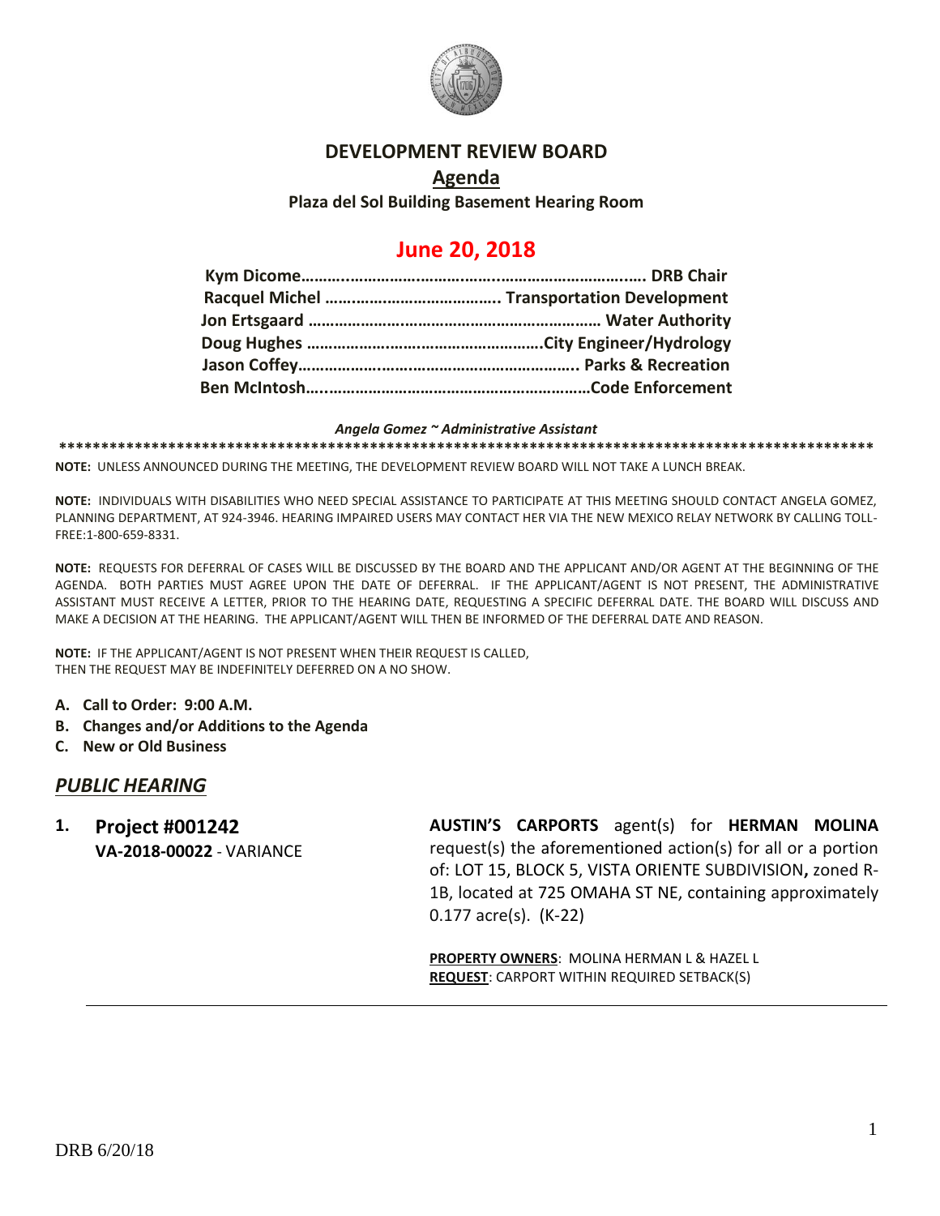# DEVELOPMENT REVIEW BOARD

## Agenda

**Plaza del Sol Building Basement Hearing Room**

## June 20, 2018

**Kym Dicome………..…………………………..……………………….…. DRB Chair**
**Racquel Michel ………………………………….. Transportation Development**
**Jon Ertsgaard ………………………………………………………… Water Authority**
**Doug Hughes ……………………………………………….City Engineer/Hydrology**
**Jason Coffey……………………………………………………….. Parks & Recreation**
**Ben McIntosh…..……………………………………………………Code Enforcement**

***Angela Gomez ~ Administrative Assistant***

****************************************************************************************************

**NOTE:** UNLESS ANNOUNCED DURING THE MEETING, THE DEVELOPMENT REVIEW BOARD WILL NOT TAKE A LUNCH BREAK.

**NOTE:** INDIVIDUALS WITH DISABILITIES WHO NEED SPECIAL ASSISTANCE TO PARTICIPATE AT THIS MEETING SHOULD CONTACT ANGELA GOMEZ, PLANNING DEPARTMENT, AT 924-3946. HEARING IMPAIRED USERS MAY CONTACT HER VIA THE NEW MEXICO RELAY NETWORK BY CALLING TOLL-FREE:1-800-659-8331.

**NOTE:** REQUESTS FOR DEFERRAL OF CASES WILL BE DISCUSSED BY THE BOARD AND THE APPLICANT AND/OR AGENT AT THE BEGINNING OF THE AGENDA. BOTH PARTIES MUST AGREE UPON THE DATE OF DEFERRAL. IF THE APPLICANT/AGENT IS NOT PRESENT, THE ADMINISTRATIVE ASSISTANT MUST RECEIVE A LETTER, PRIOR TO THE HEARING DATE, REQUESTING A SPECIFIC DEFERRAL DATE. THE BOARD WILL DISCUSS AND MAKE A DECISION AT THE HEARING. THE APPLICANT/AGENT WILL THEN BE INFORMED OF THE DEFERRAL DATE AND REASON.

**NOTE:** IF THE APPLICANT/AGENT IS NOT PRESENT WHEN THEIR REQUEST IS CALLED, THEN THE REQUEST MAY BE INDEFINITELY DEFERRED ON A NO SHOW.

- **A. Call to Order: 9:00 A.M.**
- **B. Changes and/or Additions to the Agenda**
- **C. New or Old Business**

## *PUBLIC HEARING*

**1. Project #001242**
**VA-2018-00022** - VARIANCE

**AUSTIN'S CARPORTS** agent(s) for **HERMAN MOLINA** request(s) the aforementioned action(s) for all or a portion of: LOT 15, BLOCK 5, VISTA ORIENTE SUBDIVISION**,** zoned R-1B, located at 725 OMAHA ST NE, containing approximately 0.177 acre(s). (K-22)

**PROPERTY OWNERS**: MOLINA HERMAN L & HAZEL L
**REQUEST**: CARPORT WITHIN REQUIRED SETBACK(S)

---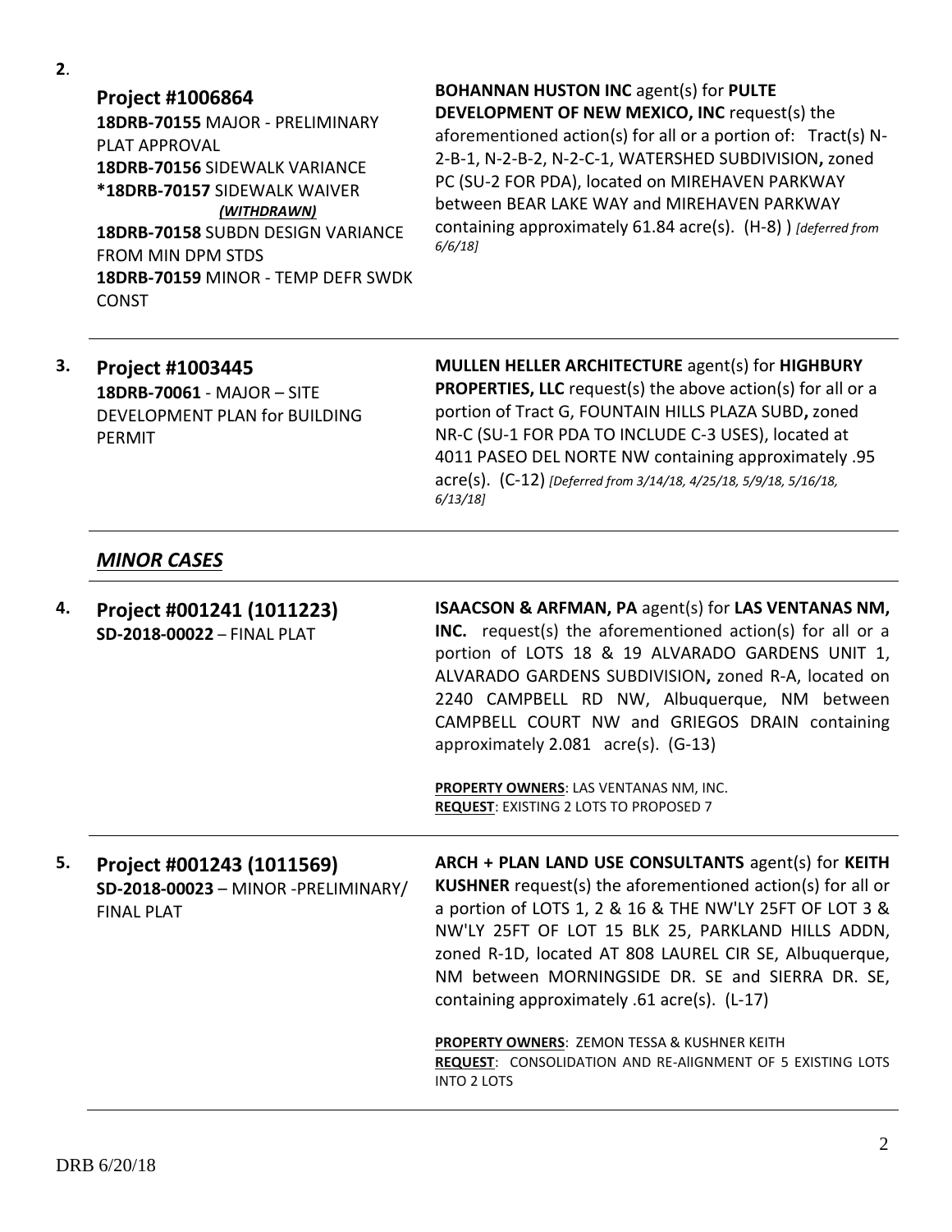**2**.

**Project #1006864**
18DRB-70155 MAJOR - PRELIMINARY PLAT APPROVAL
18DRB-70156 SIDEWALK VARIANCE
*18DRB-70157 SIDEWALK WAIVER ***(WITHDRAWN)***
18DRB-70158 SUBDN DESIGN VARIANCE FROM MIN DPM STDS
18DRB-70159 MINOR - TEMP DEFR SWDK CONST

**BOHANNAN HUSTON INC** agent(s) for **PULTE DEVELOPMENT OF NEW MEXICO, INC** request(s) the aforementioned action(s) for all or a portion of: Tract(s) N-2-B-1, N-2-B-2, N-2-C-1, WATERSHED SUBDIVISION**,** zoned PC (SU-2 FOR PDA), located on MIREHAVEN PARKWAY between BEAR LAKE WAY and MIREHAVEN PARKWAY containing approximately 61.84 acre(s). (H-8) ) *[deferred from 6/6/18]*

---

**3. Project #1003445**
**18DRB-70061** - MAJOR – SITE DEVELOPMENT PLAN for BUILDING PERMIT

**MULLEN HELLER ARCHITECTURE** agent(s) for **HIGHBURY PROPERTIES, LLC** request(s) the above action(s) for all or a portion of Tract G, FOUNTAIN HILLS PLAZA SUBD**,** zoned NR-C (SU-1 FOR PDA TO INCLUDE C-3 USES), located at 4011 PASEO DEL NORTE NW containing approximately .95 acre(s). (C-12) *[Deferred from 3/14/18, 4/25/18, 5/9/18, 5/16/18, 6/13/18]*

---

## *MINOR CASES*

---

**4. Project #001241 (1011223)**
**SD-2018-00022** – FINAL PLAT

**ISAACSON & ARFMAN, PA** agent(s) for **LAS VENTANAS NM, INC.** request(s) the aforementioned action(s) for all or a portion of LOTS 18 & 19 ALVARADO GARDENS UNIT 1, ALVARADO GARDENS SUBDIVISION**,** zoned R-A, located on 2240 CAMPBELL RD NW, Albuquerque, NM between CAMPBELL COURT NW and GRIEGOS DRAIN containing approximately 2.081 acre(s). (G-13)

**PROPERTY OWNERS**: LAS VENTANAS NM, INC.
**REQUEST**: EXISTING 2 LOTS TO PROPOSED 7

---

**5. Project #001243 (1011569)**
**SD-2018-00023** – MINOR -PRELIMINARY/ FINAL PLAT

**ARCH + PLAN LAND USE CONSULTANTS** agent(s) for **KEITH KUSHNER** request(s) the aforementioned action(s) for all or a portion of LOTS 1, 2 & 16 & THE NW'LY 25FT OF LOT 3 & NW'LY 25FT OF LOT 15 BLK 25, PARKLAND HILLS ADDN, zoned R-1D, located AT 808 LAUREL CIR SE, Albuquerque, NM between MORNINGSIDE DR. SE and SIERRA DR. SE, containing approximately .61 acre(s). (L-17)

**PROPERTY OWNERS**: ZEMON TESSA & KUSHNER KEITH
**REQUEST**: CONSOLIDATION AND RE-AlIGNMENT OF 5 EXISTING LOTS INTO 2 LOTS

---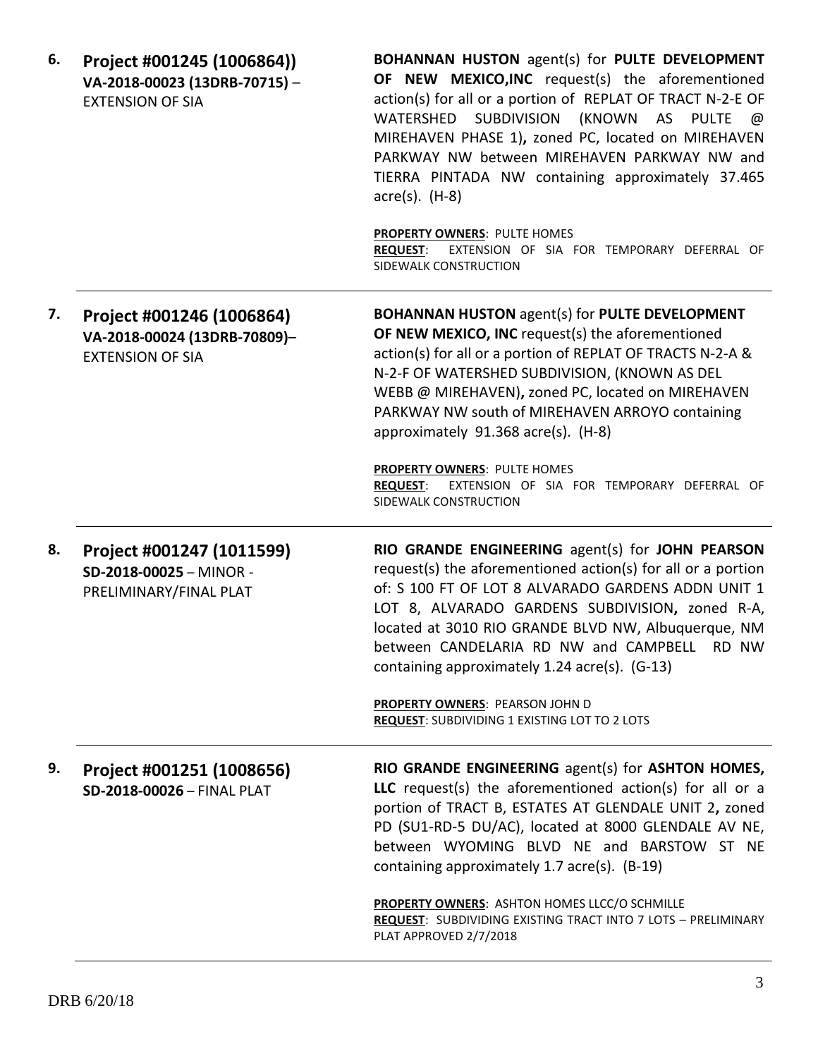6. **Project #001245 (1006864))**
   **VA-2018-00023 (13DRB-70715)** – EXTENSION OF SIA

   **BOHANNAN HUSTON** agent(s) for **PULTE DEVELOPMENT OF NEW MEXICO,INC** request(s) the aforementioned action(s) for all or a portion of REPLAT OF TRACT N-2-E OF WATERSHED SUBDIVISION (KNOWN AS PULTE @ MIREHAVEN PHASE 1)**,** zoned PC, located on MIREHAVEN PARKWAY NW between MIREHAVEN PARKWAY NW and TIERRA PINTADA NW containing approximately 37.465 acre(s). (H-8)

   **PROPERTY OWNERS**: PULTE HOMES
   **REQUEST**: EXTENSION OF SIA FOR TEMPORARY DEFERRAL OF SIDEWALK CONSTRUCTION

---

7. **Project #001246 (1006864)**
   **VA-2018-00024 (13DRB-70809)**– EXTENSION OF SIA

   **BOHANNAN HUSTON** agent(s) for **PULTE DEVELOPMENT OF NEW MEXICO, INC** request(s) the aforementioned action(s) for all or a portion of REPLAT OF TRACTS N-2-A & N-2-F OF WATERSHED SUBDIVISION, (KNOWN AS DEL WEBB @ MIREHAVEN)**,** zoned PC, located on MIREHAVEN PARKWAY NW south of MIREHAVEN ARROYO containing approximately 91.368 acre(s). (H-8)

   **PROPERTY OWNERS**: PULTE HOMES
   **REQUEST**: EXTENSION OF SIA FOR TEMPORARY DEFERRAL OF SIDEWALK CONSTRUCTION

---

8. **Project #001247 (1011599)**
   **SD-2018-00025** – MINOR - PRELIMINARY/FINAL PLAT

   **RIO GRANDE ENGINEERING** agent(s) for **JOHN PEARSON** request(s) the aforementioned action(s) for all or a portion of: S 100 FT OF LOT 8 ALVARADO GARDENS ADDN UNIT 1 LOT 8, ALVARADO GARDENS SUBDIVISION**,** zoned R-A, located at 3010 RIO GRANDE BLVD NW, Albuquerque, NM between CANDELARIA RD NW and CAMPBELL RD NW containing approximately 1.24 acre(s). (G-13)

   **PROPERTY OWNERS**: PEARSON JOHN D
   **REQUEST**: SUBDIVIDING 1 EXISTING LOT TO 2 LOTS

---

9. **Project #001251 (1008656)**
   **SD-2018-00026** – FINAL PLAT

   **RIO GRANDE ENGINEERING** agent(s) for **ASHTON HOMES, LLC** request(s) the aforementioned action(s) for all or a portion of TRACT B, ESTATES AT GLENDALE UNIT 2**,** zoned PD (SU1-RD-5 DU/AC), located at 8000 GLENDALE AV NE, between WYOMING BLVD NE and BARSTOW ST NE containing approximately 1.7 acre(s). (B-19)

   **PROPERTY OWNERS**: ASHTON HOMES LLCC/O SCHMILLE
   **REQUEST**: SUBDIVIDING EXISTING TRACT INTO 7 LOTS – PRELIMINARY PLAT APPROVED 2/7/2018

---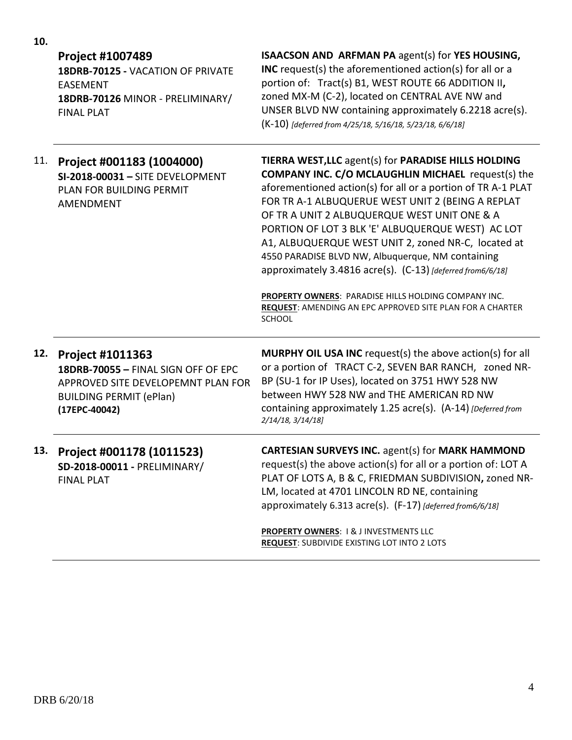**10.**

**Project #1007489**
**18DRB-70125 -** VACATION OF PRIVATE EASEMENT
**18DRB-70126** MINOR - PRELIMINARY/ FINAL PLAT

**ISAACSON AND ARFMAN PA** agent(s) for **YES HOUSING, INC** request(s) the aforementioned action(s) for all or a portion of: Tract(s) B1, WEST ROUTE 66 ADDITION II**,** zoned MX-M (C-2), located on CENTRAL AVE NW and UNSER BLVD NW containing approximately 6.2218 acre(s). (K-10) *[deferred from 4/25/18, 5/16/18, 5/23/18, 6/6/18]*

---

11. **Project #001183 (1004000)**
**SI-2018-00031 –** SITE DEVELOPMENT PLAN FOR BUILDING PERMIT AMENDMENT

**TIERRA WEST,LLC** agent(s) for **PARADISE HILLS HOLDING COMPANY INC. C/O MCLAUGHLIN MICHAEL** request(s) the aforementioned action(s) for all or a portion of TR A-1 PLAT FOR TR A-1 ALBUQUERUE WEST UNIT 2 (BEING A REPLAT OF TR A UNIT 2 ALBUQUERQUE WEST UNIT ONE & A PORTION OF LOT 3 BLK 'E' ALBUQUERQUE WEST) AC LOT A1, ALBUQUERQUE WEST UNIT 2, zoned NR-C, located at 4550 PARADISE BLVD NW, Albuquerque, NM containing approximately 3.4816 acre(s). (C-13) *[deferred from6/6/18]*

**PROPERTY OWNERS**: PARADISE HILLS HOLDING COMPANY INC.
**REQUEST**: AMENDING AN EPC APPROVED SITE PLAN FOR A CHARTER SCHOOL

---

**12. Project #1011363**
**18DRB-70055 –** FINAL SIGN OFF OF EPC APPROVED SITE DEVELOPEMNT PLAN FOR BUILDING PERMIT (ePlan)
**(17EPC-40042)**

**MURPHY OIL USA INC** request(s) the above action(s) for all or a portion of TRACT C-2, SEVEN BAR RANCH, zoned NR-BP (SU-1 for IP Uses), located on 3751 HWY 528 NW between HWY 528 NW and THE AMERICAN RD NW containing approximately 1.25 acre(s). (A-14) *[Deferred from 2/14/18, 3/14/18]*

---

**13. Project #001178 (1011523)**
**SD-2018-00011 -** PRELIMINARY/ FINAL PLAT

**CARTESIAN SURVEYS INC.** agent(s) for **MARK HAMMOND** request(s) the above action(s) for all or a portion of: LOT A PLAT OF LOTS A, B & C, FRIEDMAN SUBDIVISION**,** zoned NR-LM, located at 4701 LINCOLN RD NE, containing approximately 6.313 acre(s). (F-17) *[deferred from6/6/18]*

**PROPERTY OWNERS**: I & J INVESTMENTS LLC
**REQUEST**: SUBDIVIDE EXISTING LOT INTO 2 LOTS

---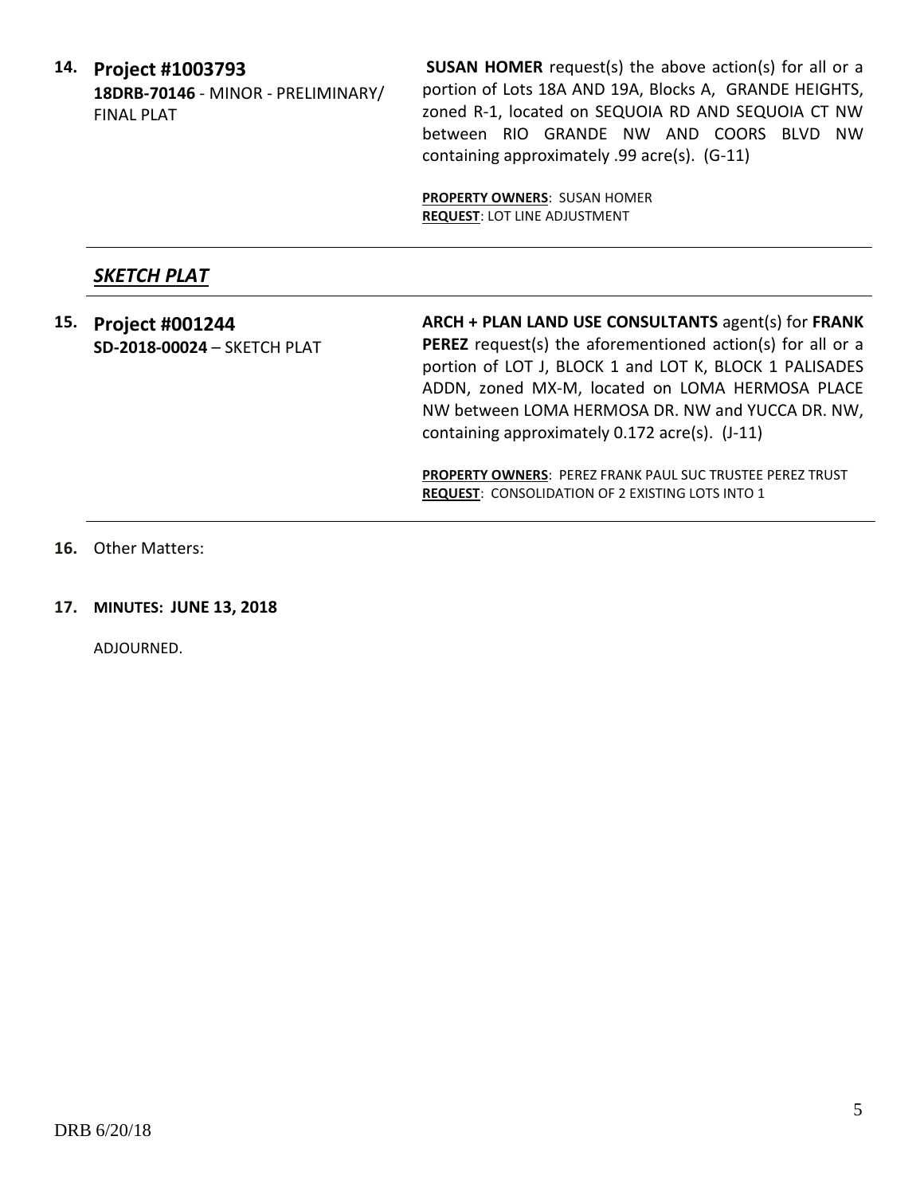**14. Project #1003793**
**18DRB-70146** - MINOR - PRELIMINARY/ FINAL PLAT

**SUSAN HOMER** request(s) the above action(s) for all or a portion of Lots 18A AND 19A, Blocks A, GRANDE HEIGHTS, zoned R-1, located on SEQUOIA RD AND SEQUOIA CT NW between RIO GRANDE NW AND COORS BLVD NW containing approximately .99 acre(s). (G-11)

**PROPERTY OWNERS**: SUSAN HOMER
**REQUEST**: LOT LINE ADJUSTMENT

---

## ***SKETCH PLAT***

---

**15. Project #001244**
**SD-2018-00024** – SKETCH PLAT

**ARCH + PLAN LAND USE CONSULTANTS** agent(s) for **FRANK PEREZ** request(s) the aforementioned action(s) for all or a portion of LOT J, BLOCK 1 and LOT K, BLOCK 1 PALISADES ADDN, zoned MX-M, located on LOMA HERMOSA PLACE NW between LOMA HERMOSA DR. NW and YUCCA DR. NW, containing approximately 0.172 acre(s). (J-11)

**PROPERTY OWNERS**: PEREZ FRANK PAUL SUC TRUSTEE PEREZ TRUST
**REQUEST**: CONSOLIDATION OF 2 EXISTING LOTS INTO 1

---

**16.** Other Matters:

**17. MINUTES: JUNE 13, 2018**

ADJOURNED.

DRB 6/20/18